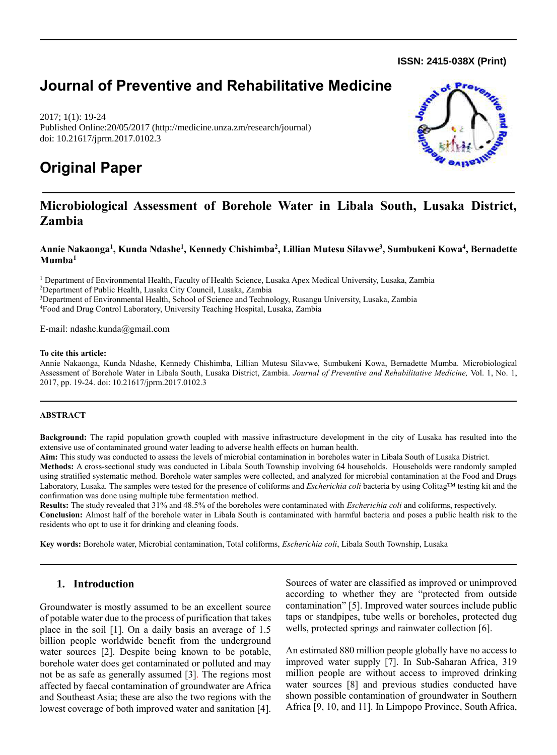**ISSN: 2415-038X (Print)**

# Journal of Preventive and Rehabilitative Medicine

2017; 1(1): 19-24
Published Online:20/05/2017 (http://medicine.unza.zm/research/journal)
doi: 10.21617/jprm.2017.0102.3

# Original Paper

## Microbiological Assessment of Borehole Water in Libala South, Lusaka District, Zambia

**Annie Nakaonga[1], Kunda Ndashe[1], Kennedy Chishimba[2], Lillian Mutesu Silavwe[3], Sumbukeni Kowa[4], Bernadette Mumba[1]**

[1] Department of Environmental Health, Faculty of Health Science, Lusaka Apex Medical University, Lusaka, Zambia
[2]Department of Public Health, Lusaka City Council, Lusaka, Zambia
[3]Department of Environmental Health, School of Science and Technology, Rusangu University, Lusaka, Zambia
[4]Food and Drug Control Laboratory, University Teaching Hospital, Lusaka, Zambia

E-mail: ndashe.kunda@gmail.com

**To cite this article:**
Annie Nakaonga, Kunda Ndashe, Kennedy Chishimba, Lillian Mutesu Silavwe, Sumbukeni Kowa, Bernadette Mumba. Microbiological Assessment of Borehole Water in Libala South, Lusaka District, Zambia. *Journal of Preventive and Rehabilitative Medicine,* Vol. 1, No. 1, 2017, pp. 19-24. doi: 10.21617/jprm.2017.0102.3

**ABSTRACT**

**Background:** The rapid population growth coupled with massive infrastructure development in the city of Lusaka has resulted into the extensive use of contaminated ground water leading to adverse health effects on human health.
**Aim:** This study was conducted to assess the levels of microbial contamination in boreholes water in Libala South of Lusaka District.
**Methods:** A cross-sectional study was conducted in Libala South Township involving 64 households. Households were randomly sampled using stratified systematic method. Borehole water samples were collected, and analyzed for microbial contamination at the Food and Drugs Laboratory, Lusaka. The samples were tested for the presence of coliforms and *Escherichia coli* bacteria by using Colitag™ testing kit and the confirmation was done using multiple tube fermentation method.
**Results:** The study revealed that 31% and 48.5% of the boreholes were contaminated with *Escherichia coli* and coliforms, respectively.
**Conclusion:** Almost half of the borehole water in Libala South is contaminated with harmful bacteria and poses a public health risk to the residents who opt to use it for drinking and cleaning foods.

**Key words:** Borehole water, Microbial contamination, Total coliforms, *Escherichia coli*, Libala South Township, Lusaka

## 1. Introduction

Groundwater is mostly assumed to be an excellent source of potable water due to the process of purification that takes place in the soil [1]. On a daily basis an average of 1.5 billion people worldwide benefit from the underground water sources [2]. Despite being known to be potable, borehole water does get contaminated or polluted and may not be as safe as generally assumed [3]. The regions most affected by faecal contamination of groundwater are Africa and Southeast Asia; these are also the two regions with the lowest coverage of both improved water and sanitation [4].

Sources of water are classified as improved or unimproved according to whether they are "protected from outside contamination" [5]. Improved water sources include public taps or standpipes, tube wells or boreholes, protected dug wells, protected springs and rainwater collection [6].

An estimated 880 million people globally have no access to improved water supply [7]. In Sub-Saharan Africa, 319 million people are without access to improved drinking water sources [8] and previous studies conducted have shown possible contamination of groundwater in Southern Africa [9, 10, and 11]. In Limpopo Province, South Africa,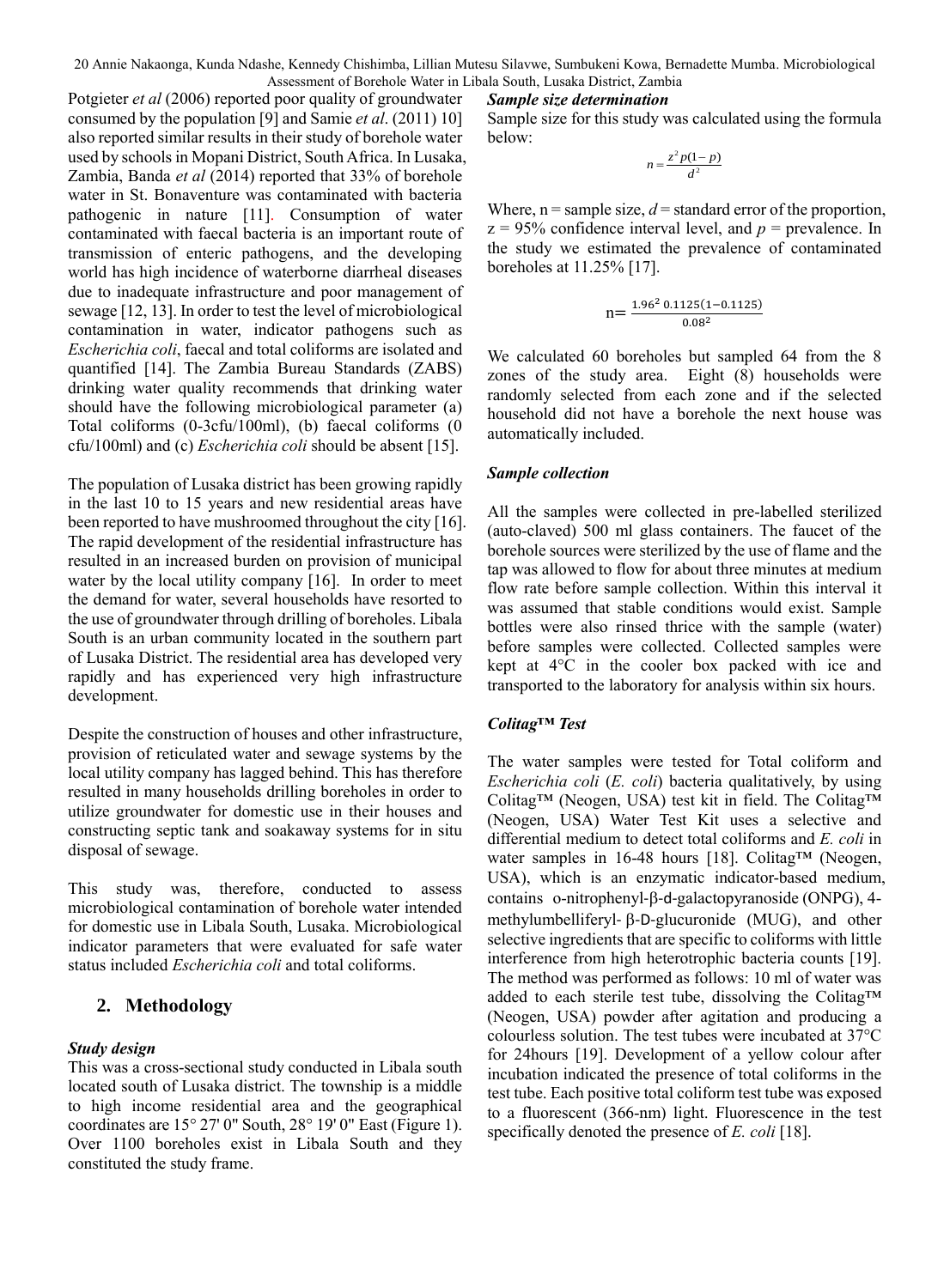Potgieter *et al* (2006) reported poor quality of groundwater consumed by the population [9] and Samie *et al*. (2011) 10] also reported similar results in their study of borehole water used by schools in Mopani District, South Africa. In Lusaka, Zambia, Banda *et al* (2014) reported that 33% of borehole water in St. Bonaventure was contaminated with bacteria pathogenic in nature [11]. Consumption of water contaminated with faecal bacteria is an important route of transmission of enteric pathogens, and the developing world has high incidence of waterborne diarrheal diseases due to inadequate infrastructure and poor management of sewage [12, 13]. In order to test the level of microbiological contamination in water, indicator pathogens such as *Escherichia coli*, faecal and total coliforms are isolated and quantified [14]. The Zambia Bureau Standards (ZABS) drinking water quality recommends that drinking water should have the following microbiological parameter (a) Total coliforms (0-3cfu/100ml), (b) faecal coliforms (0 cfu/100ml) and (c) *Escherichia coli* should be absent [15].

The population of Lusaka district has been growing rapidly in the last 10 to 15 years and new residential areas have been reported to have mushroomed throughout the city [16]. The rapid development of the residential infrastructure has resulted in an increased burden on provision of municipal water by the local utility company [16]. In order to meet the demand for water, several households have resorted to the use of groundwater through drilling of boreholes. Libala South is an urban community located in the southern part of Lusaka District. The residential area has developed very rapidly and has experienced very high infrastructure development.

Despite the construction of houses and other infrastructure, provision of reticulated water and sewage systems by the local utility company has lagged behind. This has therefore resulted in many households drilling boreholes in order to utilize groundwater for domestic use in their houses and constructing septic tank and soakaway systems for in situ disposal of sewage.

This study was, therefore, conducted to assess microbiological contamination of borehole water intended for domestic use in Libala South, Lusaka. Microbiological indicator parameters that were evaluated for safe water status included *Escherichia coli* and total coliforms.

## 2. Methodology

### *Study design*

This was a cross-sectional study conducted in Libala south located south of Lusaka district. The township is a middle to high income residential area and the geographical coordinates are 15° 27' 0" South, 28° 19' 0" East (Figure 1). Over 1100 boreholes exist in Libala South and they constituted the study frame.

### *Sample size determination*

Sample size for this study was calculated using the formula below:

$$n = \frac{z^2 p(1-p)}{d^2}$$

Where, n = sample size, $d$ = standard error of the proportion, z = 95% confidence interval level, and $p$ = prevalence. In the study we estimated the prevalence of contaminated boreholes at 11.25% [17].

$$n = \frac{1.96^2\ 0.1125(1-0.1125)}{0.08^2}$$

We calculated 60 boreholes but sampled 64 from the 8 zones of the study area. Eight (8) households were randomly selected from each zone and if the selected household did not have a borehole the next house was automatically included.

### *Sample collection*

All the samples were collected in pre-labelled sterilized (auto-claved) 500 ml glass containers. The faucet of the borehole sources were sterilized by the use of flame and the tap was allowed to flow for about three minutes at medium flow rate before sample collection. Within this interval it was assumed that stable conditions would exist. Sample bottles were also rinsed thrice with the sample (water) before samples were collected. Collected samples were kept at 4°C in the cooler box packed with ice and transported to the laboratory for analysis within six hours.

### *Colitag™ Test*

The water samples were tested for Total coliform and *Escherichia coli* (*E. coli*) bacteria qualitatively, by using Colitag™ (Neogen, USA) test kit in field. The Colitag™ (Neogen, USA) Water Test Kit uses a selective and differential medium to detect total coliforms and *E. coli* in water samples in 16-48 hours [18]. Colitag™ (Neogen, USA), which is an enzymatic indicator-based medium, contains o-nitrophenyl-β-d-galactopyranoside (ONPG), 4-methylumbelliferyl- β-D-glucuronide (MUG), and other selective ingredients that are specific to coliforms with little interference from high heterotrophic bacteria counts [19]. The method was performed as follows: 10 ml of water was added to each sterile test tube, dissolving the Colitag™ (Neogen, USA) powder after agitation and producing a colourless solution. The test tubes were incubated at 37°C for 24hours [19]. Development of a yellow colour after incubation indicated the presence of total coliforms in the test tube. Each positive total coliform test tube was exposed to a fluorescent (366-nm) light. Fluorescence in the test specifically denoted the presence of *E. coli* [18].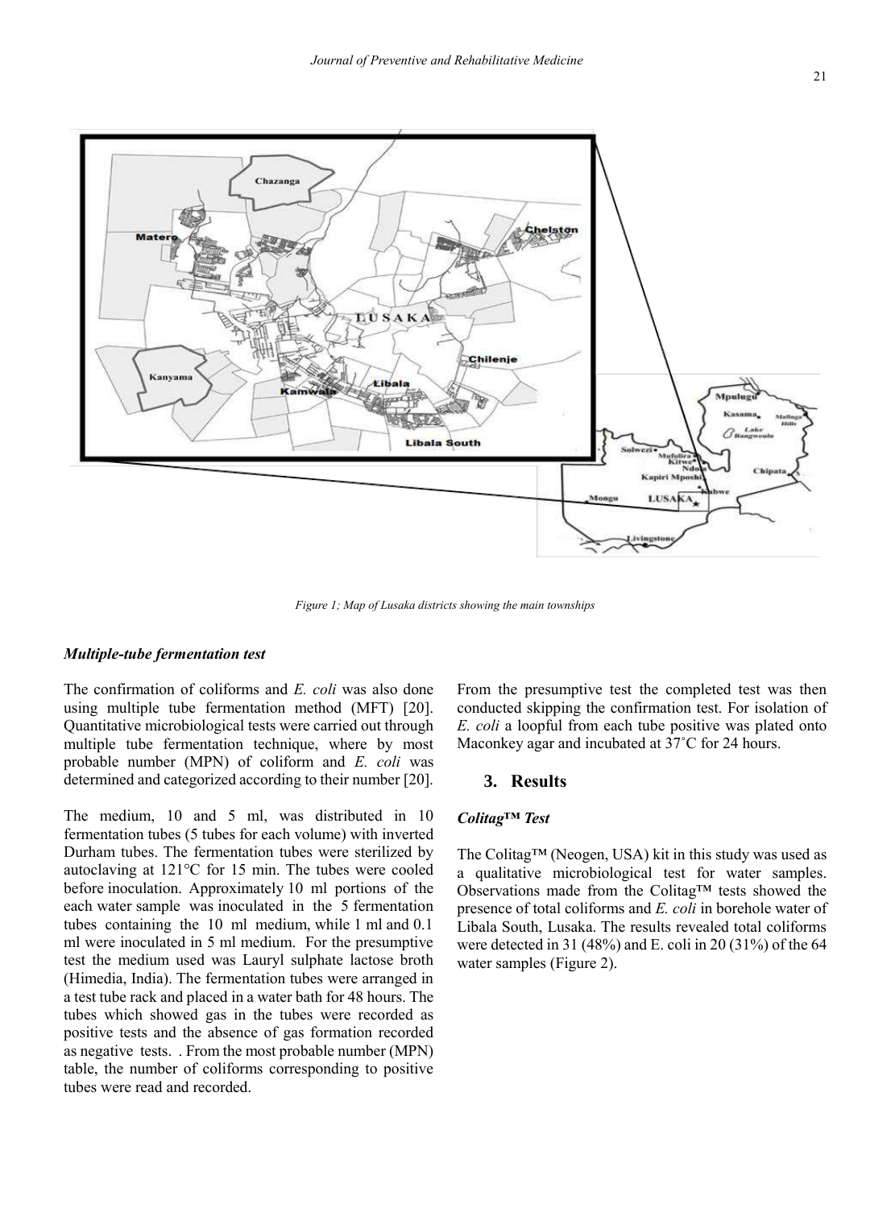Figure 1; Map of Lusaka districts showing the main townships

### *Multiple-tube fermentation test*

The confirmation of coliforms and *E. coli* was also done using multiple tube fermentation method (MFT) [20]. Quantitative microbiological tests were carried out through multiple tube fermentation technique, where by most probable number (MPN) of coliform and *E. coli* was determined and categorized according to their number [20].

The medium, 10 and 5 ml, was distributed in 10 fermentation tubes (5 tubes for each volume) with inverted Durham tubes. The fermentation tubes were sterilized by autoclaving at 121°C for 15 min. The tubes were cooled before inoculation. Approximately 10 ml portions of the each water sample was inoculated in the 5 fermentation tubes containing the 10 ml medium, while 1 ml and 0.1 ml were inoculated in 5 ml medium. For the presumptive test the medium used was Lauryl sulphate lactose broth (Himedia, India). The fermentation tubes were arranged in a test tube rack and placed in a water bath for 48 hours. The tubes which showed gas in the tubes were recorded as positive tests and the absence of gas formation recorded as negative tests. . From the most probable number (MPN) table, the number of coliforms corresponding to positive tubes were read and recorded.

From the presumptive test the completed test was then conducted skipping the confirmation test. For isolation of *E. coli* a loopful from each tube positive was plated onto Maconkey agar and incubated at 37˚C for 24 hours.

## 3. Results

### *Colitag™ Test*

The Colitag™ (Neogen, USA) kit in this study was used as a qualitative microbiological test for water samples. Observations made from the Colitag™ tests showed the presence of total coliforms and *E. coli* in borehole water of Libala South, Lusaka. The results revealed total coliforms were detected in 31 (48%) and E. coli in 20 (31%) of the 64 water samples (Figure 2).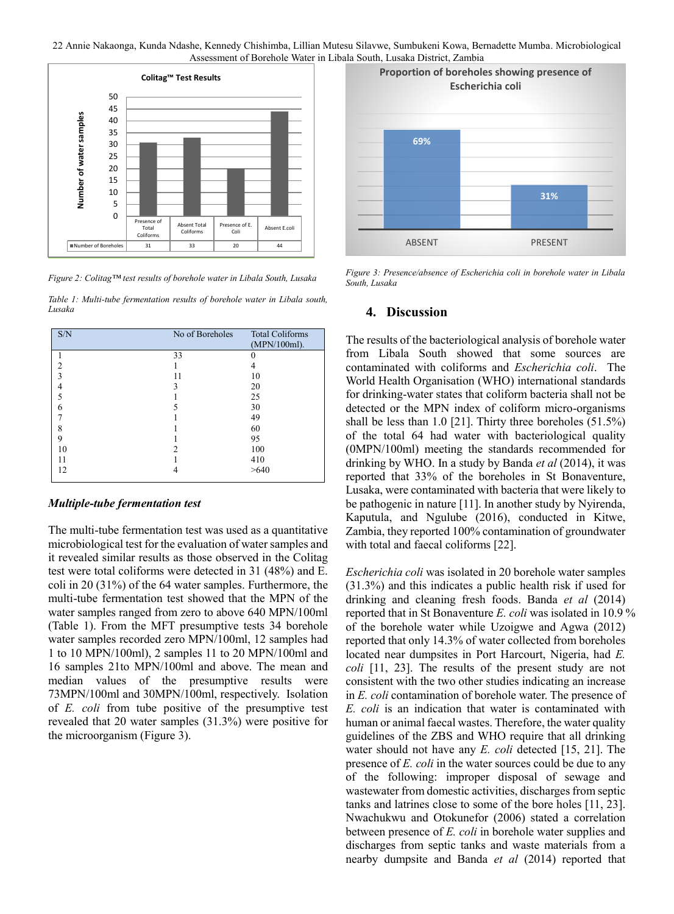Figure 2: Colitag™ test results of borehole water in Libala South, Lusaka

Figure 3: Presence/absence of Escherichia coli in borehole water in Libala South, Lusaka

*Table 1: Multi-tube fermentation results of borehole water in Libala south, Lusaka*

| S/N | No of Boreholes | Total Coliforms (MPN/100ml). |
|---|---|---|
| 1 | 33 | 0 |
| 2 | 1 | 4 |
| 3 | 11 | 10 |
| 4 | 3 | 20 |
| 5 | 1 | 25 |
| 6 | 5 | 30 |
| 7 | 1 | 49 |
| 8 | 1 | 60 |
| 9 | 1 | 95 |
| 10 | 2 | 100 |
| 11 | 1 | 410 |
| 12 | 4 | >640 |

### *Multiple-tube fermentation test*

The multi-tube fermentation test was used as a quantitative microbiological test for the evaluation of water samples and it revealed similar results as those observed in the Colitag test were total coliforms were detected in 31 (48%) and E. coli in 20 (31%) of the 64 water samples. Furthermore, the multi-tube fermentation test showed that the MPN of the water samples ranged from zero to above 640 MPN/100ml (Table 1). From the MFT presumptive tests 34 borehole water samples recorded zero MPN/100ml, 12 samples had 1 to 10 MPN/100ml), 2 samples 11 to 20 MPN/100ml and 16 samples 21to MPN/100ml and above. The mean and median values of the presumptive results were 73MPN/100ml and 30MPN/100ml, respectively. Isolation of *E. coli* from tube positive of the presumptive test revealed that 20 water samples (31.3%) were positive for the microorganism (Figure 3).

## 4. Discussion

The results of the bacteriological analysis of borehole water from Libala South showed that some sources are contaminated with coliforms and *Escherichia coli*. The World Health Organisation (WHO) international standards for drinking-water states that coliform bacteria shall not be detected or the MPN index of coliform micro-organisms shall be less than 1.0 [21]. Thirty three boreholes (51.5%) of the total 64 had water with bacteriological quality (0MPN/100ml) meeting the standards recommended for drinking by WHO. In a study by Banda *et al* (2014), it was reported that 33% of the boreholes in St Bonaventure, Lusaka, were contaminated with bacteria that were likely to be pathogenic in nature [11]. In another study by Nyirenda, Kaputula, and Ngulube (2016), conducted in Kitwe, Zambia, they reported 100% contamination of groundwater with total and faecal coliforms [22].

*Escherichia coli* was isolated in 20 borehole water samples (31.3%) and this indicates a public health risk if used for drinking and cleaning fresh foods. Banda *et al* (2014) reported that in St Bonaventure *E. coli* was isolated in 10.9 % of the borehole water while Uzoigwe and Agwa (2012) reported that only 14.3% of water collected from boreholes located near dumpsites in Port Harcourt, Nigeria, had *E. coli* [11, 23]. The results of the present study are not consistent with the two other studies indicating an increase in *E. coli* contamination of borehole water. The presence of *E. coli* is an indication that water is contaminated with human or animal faecal wastes. Therefore, the water quality guidelines of the ZBS and WHO require that all drinking water should not have any *E. coli* detected [15, 21]. The presence of *E. coli* in the water sources could be due to any of the following: improper disposal of sewage and wastewater from domestic activities, discharges from septic tanks and latrines close to some of the bore holes [11, 23]. Nwachukwu and Otokunefor (2006) stated a correlation between presence of *E. coli* in borehole water supplies and discharges from septic tanks and waste materials from a nearby dumpsite and Banda *et al* (2014) reported that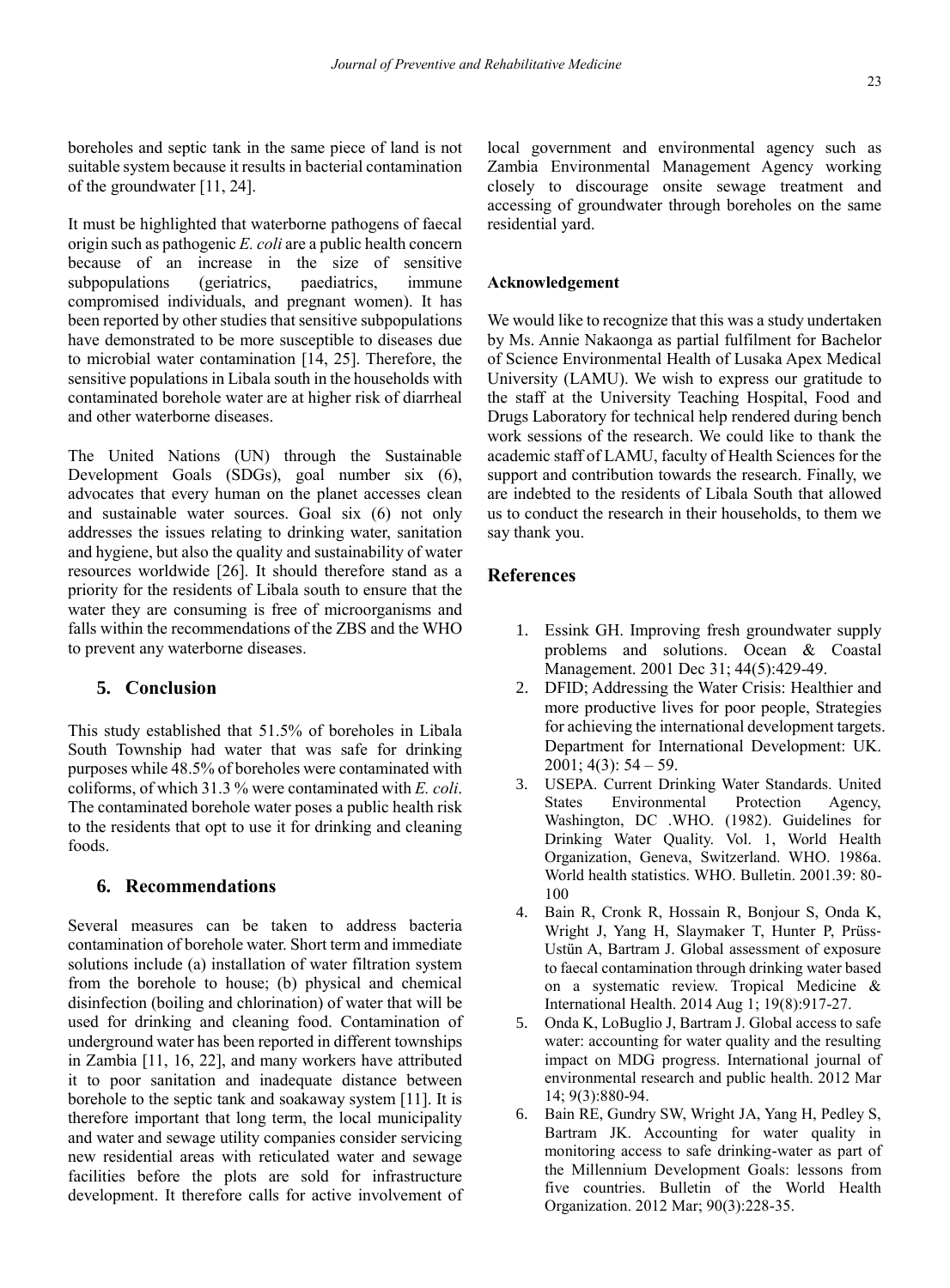boreholes and septic tank in the same piece of land is not suitable system because it results in bacterial contamination of the groundwater [11, 24].

It must be highlighted that waterborne pathogens of faecal origin such as pathogenic *E. coli* are a public health concern because of an increase in the size of sensitive subpopulations (geriatrics, paediatrics, immune compromised individuals, and pregnant women). It has been reported by other studies that sensitive subpopulations have demonstrated to be more susceptible to diseases due to microbial water contamination [14, 25]. Therefore, the sensitive populations in Libala south in the households with contaminated borehole water are at higher risk of diarrheal and other waterborne diseases.

The United Nations (UN) through the Sustainable Development Goals (SDGs), goal number six (6), advocates that every human on the planet accesses clean and sustainable water sources. Goal six (6) not only addresses the issues relating to drinking water, sanitation and hygiene, but also the quality and sustainability of water resources worldwide [26]. It should therefore stand as a priority for the residents of Libala south to ensure that the water they are consuming is free of microorganisms and falls within the recommendations of the ZBS and the WHO to prevent any waterborne diseases.

## 5. Conclusion

This study established that 51.5% of boreholes in Libala South Township had water that was safe for drinking purposes while 48.5% of boreholes were contaminated with coliforms, of which 31.3 % were contaminated with *E. coli*. The contaminated borehole water poses a public health risk to the residents that opt to use it for drinking and cleaning foods.

## 6. Recommendations

Several measures can be taken to address bacteria contamination of borehole water. Short term and immediate solutions include (a) installation of water filtration system from the borehole to house; (b) physical and chemical disinfection (boiling and chlorination) of water that will be used for drinking and cleaning food. Contamination of underground water has been reported in different townships in Zambia [11, 16, 22], and many workers have attributed it to poor sanitation and inadequate distance between borehole to the septic tank and soakaway system [11]. It is therefore important that long term, the local municipality and water and sewage utility companies consider servicing new residential areas with reticulated water and sewage facilities before the plots are sold for infrastructure development. It therefore calls for active involvement of local government and environmental agency such as Zambia Environmental Management Agency working closely to discourage onsite sewage treatment and accessing of groundwater through boreholes on the same residential yard.

### Acknowledgement

We would like to recognize that this was a study undertaken by Ms. Annie Nakaonga as partial fulfilment for Bachelor of Science Environmental Health of Lusaka Apex Medical University (LAMU). We wish to express our gratitude to the staff at the University Teaching Hospital, Food and Drugs Laboratory for technical help rendered during bench work sessions of the research. We could like to thank the academic staff of LAMU, faculty of Health Sciences for the support and contribution towards the research. Finally, we are indebted to the residents of Libala South that allowed us to conduct the research in their households, to them we say thank you.

## References

1. Essink GH. Improving fresh groundwater supply problems and solutions. Ocean & Coastal Management. 2001 Dec 31; 44(5):429-49.
2. DFID; Addressing the Water Crisis: Healthier and more productive lives for poor people, Strategies for achieving the international development targets. Department for International Development: UK. 2001; 4(3): 54 – 59.
3. USEPA. Current Drinking Water Standards. United States Environmental Protection Agency, Washington, DC .WHO. (1982). Guidelines for Drinking Water Quality. Vol. 1, World Health Organization, Geneva, Switzerland. WHO. 1986a. World health statistics. WHO. Bulletin. 2001.39: 80-100
4. Bain R, Cronk R, Hossain R, Bonjour S, Onda K, Wright J, Yang H, Slaymaker T, Hunter P, Prüss-Ustün A, Bartram J. Global assessment of exposure to faecal contamination through drinking water based on a systematic review. Tropical Medicine & International Health. 2014 Aug 1; 19(8):917-27.
5. Onda K, LoBuglio J, Bartram J. Global access to safe water: accounting for water quality and the resulting impact on MDG progress. International journal of environmental research and public health. 2012 Mar 14; 9(3):880-94.
6. Bain RE, Gundry SW, Wright JA, Yang H, Pedley S, Bartram JK. Accounting for water quality in monitoring access to safe drinking-water as part of the Millennium Development Goals: lessons from five countries. Bulletin of the World Health Organization. 2012 Mar; 90(3):228-35.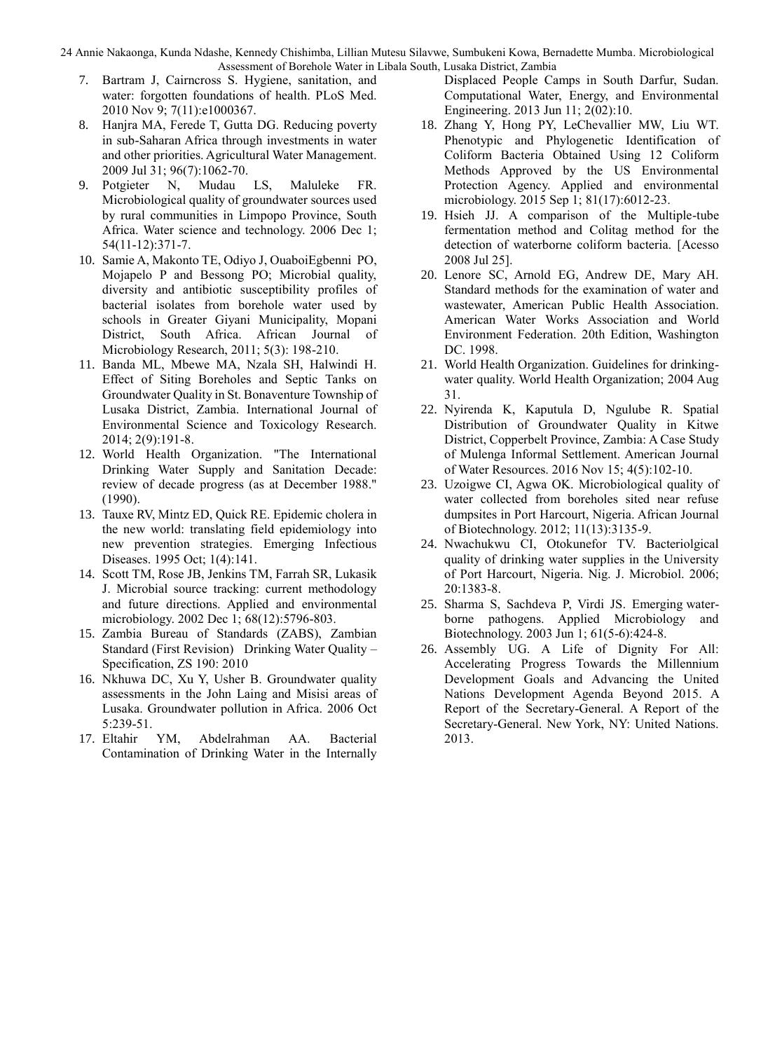7. Bartram J, Cairncross S. Hygiene, sanitation, and water: forgotten foundations of health. PLoS Med. 2010 Nov 9; 7(11):e1000367.
8. Hanjra MA, Ferede T, Gutta DG. Reducing poverty in sub-Saharan Africa through investments in water and other priorities. Agricultural Water Management. 2009 Jul 31; 96(7):1062-70.
9. Potgieter N, Mudau LS, Maluleke FR. Microbiological quality of groundwater sources used by rural communities in Limpopo Province, South Africa. Water science and technology. 2006 Dec 1; 54(11-12):371-7.
10. Samie A, Makonto TE, Odiyo J, OuaboiEgbenni PO, Mojapelo P and Bessong PO; Microbial quality, diversity and antibiotic susceptibility profiles of bacterial isolates from borehole water used by schools in Greater Giyani Municipality, Mopani District, South Africa. African Journal of Microbiology Research, 2011; 5(3): 198-210.
11. Banda ML, Mbewe MA, Nzala SH, Halwindi H. Effect of Siting Boreholes and Septic Tanks on Groundwater Quality in St. Bonaventure Township of Lusaka District, Zambia. International Journal of Environmental Science and Toxicology Research. 2014; 2(9):191-8.
12. World Health Organization. "The International Drinking Water Supply and Sanitation Decade: review of decade progress (as at December 1988." (1990).
13. Tauxe RV, Mintz ED, Quick RE. Epidemic cholera in the new world: translating field epidemiology into new prevention strategies. Emerging Infectious Diseases. 1995 Oct; 1(4):141.
14. Scott TM, Rose JB, Jenkins TM, Farrah SR, Lukasik J. Microbial source tracking: current methodology and future directions. Applied and environmental microbiology. 2002 Dec 1; 68(12):5796-803.
15. Zambia Bureau of Standards (ZABS), Zambian Standard (First Revision) Drinking Water Quality – Specification, ZS 190: 2010
16. Nkhuwa DC, Xu Y, Usher B. Groundwater quality assessments in the John Laing and Misisi areas of Lusaka. Groundwater pollution in Africa. 2006 Oct 5:239-51.
17. Eltahir YM, Abdelrahman AA. Bacterial Contamination of Drinking Water in the Internally Displaced People Camps in South Darfur, Sudan. Computational Water, Energy, and Environmental Engineering. 2013 Jun 11; 2(02):10.
18. Zhang Y, Hong PY, LeChevallier MW, Liu WT. Phenotypic and Phylogenetic Identification of Coliform Bacteria Obtained Using 12 Coliform Methods Approved by the US Environmental Protection Agency. Applied and environmental microbiology. 2015 Sep 1; 81(17):6012-23.
19. Hsieh JJ. A comparison of the Multiple-tube fermentation method and Colitag method for the detection of waterborne coliform bacteria. [Acesso 2008 Jul 25].
20. Lenore SC, Arnold EG, Andrew DE, Mary AH. Standard methods for the examination of water and wastewater, American Public Health Association. American Water Works Association and World Environment Federation. 20th Edition, Washington DC. 1998.
21. World Health Organization. Guidelines for drinking-water quality. World Health Organization; 2004 Aug 31.
22. Nyirenda K, Kaputula D, Ngulube R. Spatial Distribution of Groundwater Quality in Kitwe District, Copperbelt Province, Zambia: A Case Study of Mulenga Informal Settlement. American Journal of Water Resources. 2016 Nov 15; 4(5):102-10.
23. Uzoigwe CI, Agwa OK. Microbiological quality of water collected from boreholes sited near refuse dumpsites in Port Harcourt, Nigeria. African Journal of Biotechnology. 2012; 11(13):3135-9.
24. Nwachukwu CI, Otokunefor TV. Bacteriolgical quality of drinking water supplies in the University of Port Harcourt, Nigeria. Nig. J. Microbiol. 2006; 20:1383-8.
25. Sharma S, Sachdeva P, Virdi JS. Emerging water-borne pathogens. Applied Microbiology and Biotechnology. 2003 Jun 1; 61(5-6):424-8.
26. Assembly UG. A Life of Dignity For All: Accelerating Progress Towards the Millennium Development Goals and Advancing the United Nations Development Agenda Beyond 2015. A Report of the Secretary-General. A Report of the Secretary-General. New York, NY: United Nations. 2013.